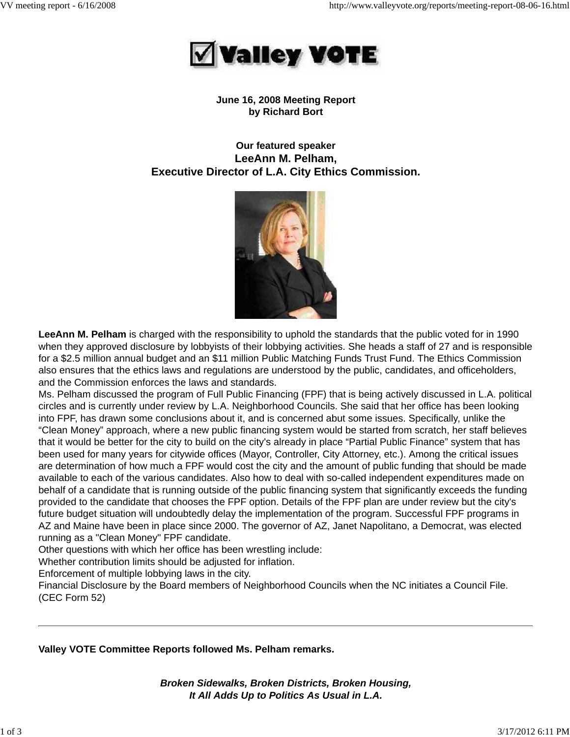**Valley VOTE**

**June 16, 2008 Meeting Report**
**by Richard Bort**

**Our featured speaker**
## LeeAnn M. Pelham,
## Executive Director of L.A. City Ethics Commission.

**LeeAnn M. Pelham** is charged with the responsibility to uphold the standards that the public voted for in 1990 when they approved disclosure by lobbyists of their lobbying activities. She heads a staff of 27 and is responsible for a $2.5 million annual budget and an $11 million Public Matching Funds Trust Fund. The Ethics Commission also ensures that the ethics laws and regulations are understood by the public, candidates, and officeholders, and the Commission enforces the laws and standards.

Ms. Pelham discussed the program of Full Public Financing (FPF) that is being actively discussed in L.A. political circles and is currently under review by L.A. Neighborhood Councils. She said that her office has been looking into FPF, has drawn some conclusions about it, and is concerned abut some issues. Specifically, unlike the "Clean Money" approach, where a new public financing system would be started from scratch, her staff believes that it would be better for the city to build on the city's already in place "Partial Public Finance" system that has been used for many years for citywide offices (Mayor, Controller, City Attorney, etc.). Among the critical issues are determination of how much a FPF would cost the city and the amount of public funding that should be made available to each of the various candidates. Also how to deal with so-called independent expenditures made on behalf of a candidate that is running outside of the public financing system that significantly exceeds the funding provided to the candidate that chooses the FPF option. Details of the FPF plan are under review but the city's future budget situation will undoubtedly delay the implementation of the program. Successful FPF programs in AZ and Maine have been in place since 2000. The governor of AZ, Janet Napolitano, a Democrat, was elected running as a "Clean Money" FPF candidate.

Other questions with which her office has been wrestling include:

Whether contribution limits should be adjusted for inflation.

Enforcement of multiple lobbying laws in the city.

Financial Disclosure by the Board members of Neighborhood Councils when the NC initiates a Council File. (CEC Form 52)

---

**Valley VOTE Committee Reports followed Ms. Pelham remarks.**

***Broken Sidewalks, Broken Districts, Broken Housing,***
***It All Adds Up to Politics As Usual in L.A.***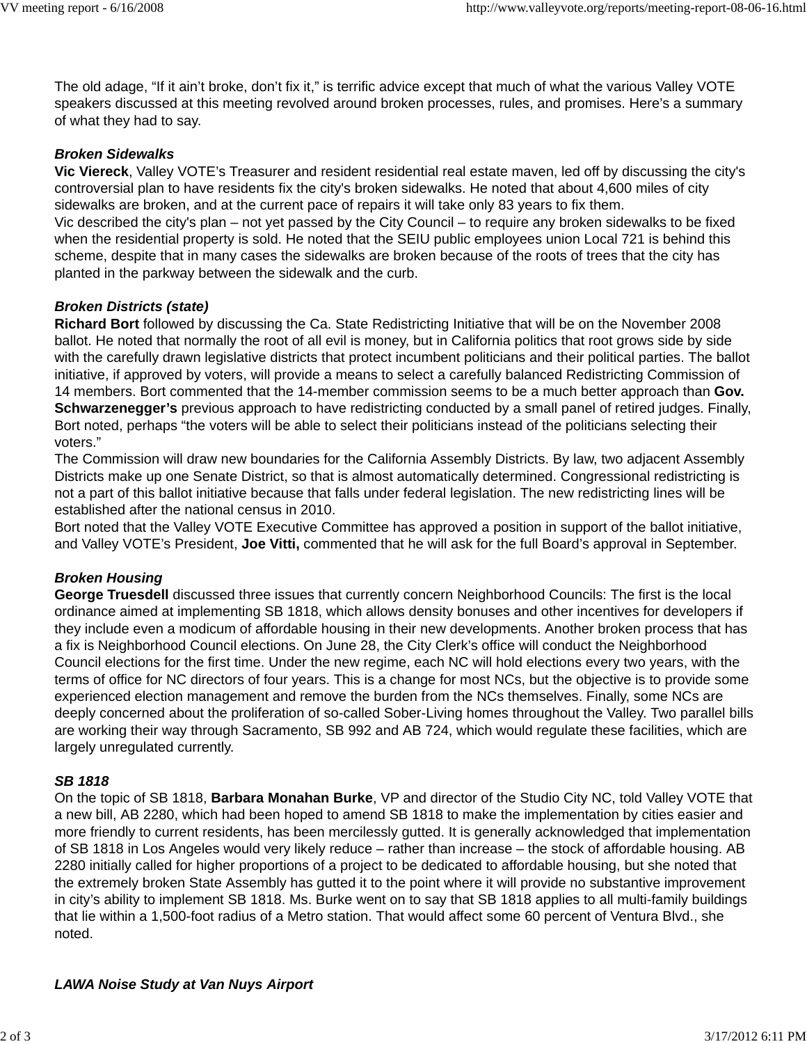The old adage, “If it ain’t broke, don’t fix it,” is terrific advice except that much of what the various Valley VOTE speakers discussed at this meeting revolved around broken processes, rules, and promises. Here’s a summary of what they had to say.

***Broken Sidewalks***

**Vic Viereck**, Valley VOTE’s Treasurer and resident residential real estate maven, led off by discussing the city's controversial plan to have residents fix the city's broken sidewalks. He noted that about 4,600 miles of city sidewalks are broken, and at the current pace of repairs it will take only 83 years to fix them.

Vic described the city's plan – not yet passed by the City Council – to require any broken sidewalks to be fixed when the residential property is sold. He noted that the SEIU public employees union Local 721 is behind this scheme, despite that in many cases the sidewalks are broken because of the roots of trees that the city has planted in the parkway between the sidewalk and the curb.

***Broken Districts (state)***

**Richard Bort** followed by discussing the Ca. State Redistricting Initiative that will be on the November 2008 ballot. He noted that normally the root of all evil is money, but in California politics that root grows side by side with the carefully drawn legislative districts that protect incumbent politicians and their political parties. The ballot initiative, if approved by voters, will provide a means to select a carefully balanced Redistricting Commission of 14 members. Bort commented that the 14-member commission seems to be a much better approach than **Gov. Schwarzenegger’s** previous approach to have redistricting conducted by a small panel of retired judges. Finally, Bort noted, perhaps “the voters will be able to select their politicians instead of the politicians selecting their voters.”

The Commission will draw new boundaries for the California Assembly Districts. By law, two adjacent Assembly Districts make up one Senate District, so that is almost automatically determined. Congressional redistricting is not a part of this ballot initiative because that falls under federal legislation. The new redistricting lines will be established after the national census in 2010.

Bort noted that the Valley VOTE Executive Committee has approved a position in support of the ballot initiative, and Valley VOTE’s President, **Joe Vitti,** commented that he will ask for the full Board’s approval in September.

***Broken Housing***

**George Truesdell** discussed three issues that currently concern Neighborhood Councils: The first is the local ordinance aimed at implementing SB 1818, which allows density bonuses and other incentives for developers if they include even a modicum of affordable housing in their new developments. Another broken process that has a fix is Neighborhood Council elections. On June 28, the City Clerk’s office will conduct the Neighborhood Council elections for the first time. Under the new regime, each NC will hold elections every two years, with the terms of office for NC directors of four years. This is a change for most NCs, but the objective is to provide some experienced election management and remove the burden from the NCs themselves. Finally, some NCs are deeply concerned about the proliferation of so-called Sober-Living homes throughout the Valley. Two parallel bills are working their way through Sacramento, SB 992 and AB 724, which would regulate these facilities, which are largely unregulated currently.

***SB 1818***

On the topic of SB 1818, **Barbara Monahan Burke**, VP and director of the Studio City NC, told Valley VOTE that a new bill, AB 2280, which had been hoped to amend SB 1818 to make the implementation by cities easier and more friendly to current residents, has been mercilessly gutted. It is generally acknowledged that implementation of SB 1818 in Los Angeles would very likely reduce – rather than increase – the stock of affordable housing. AB 2280 initially called for higher proportions of a project to be dedicated to affordable housing, but she noted that the extremely broken State Assembly has gutted it to the point where it will provide no substantive improvement in city’s ability to implement SB 1818. Ms. Burke went on to say that SB 1818 applies to all multi-family buildings that lie within a 1,500-foot radius of a Metro station. That would affect some 60 percent of Ventura Blvd., she noted.

***LAWA Noise Study at Van Nuys Airport***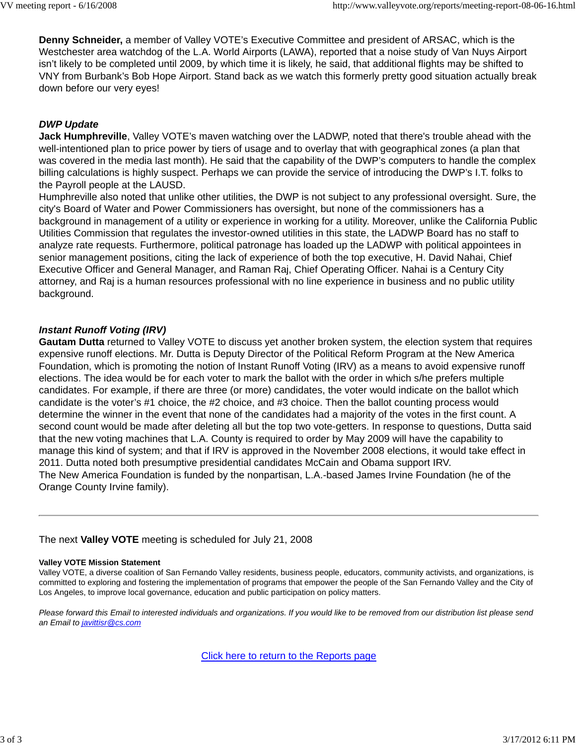**Denny Schneider,** a member of Valley VOTE's Executive Committee and president of ARSAC, which is the Westchester area watchdog of the L.A. World Airports (LAWA), reported that a noise study of Van Nuys Airport isn't likely to be completed until 2009, by which time it is likely, he said, that additional flights may be shifted to VNY from Burbank's Bob Hope Airport. Stand back as we watch this formerly pretty good situation actually break down before our very eyes!

***DWP Update***

**Jack Humphreville**, Valley VOTE's maven watching over the LADWP, noted that there's trouble ahead with the well-intentioned plan to price power by tiers of usage and to overlay that with geographical zones (a plan that was covered in the media last month). He said that the capability of the DWP's computers to handle the complex billing calculations is highly suspect. Perhaps we can provide the service of introducing the DWP's I.T. folks to the Payroll people at the LAUSD.

Humphreville also noted that unlike other utilities, the DWP is not subject to any professional oversight. Sure, the city's Board of Water and Power Commissioners has oversight, but none of the commissioners has a background in management of a utility or experience in working for a utility. Moreover, unlike the California Public Utilities Commission that regulates the investor-owned utilities in this state, the LADWP Board has no staff to analyze rate requests. Furthermore, political patronage has loaded up the LADWP with political appointees in senior management positions, citing the lack of experience of both the top executive, H. David Nahai, Chief Executive Officer and General Manager, and Raman Raj, Chief Operating Officer. Nahai is a Century City attorney, and Raj is a human resources professional with no line experience in business and no public utility background.

***Instant Runoff Voting (IRV)***

**Gautam Dutta** returned to Valley VOTE to discuss yet another broken system, the election system that requires expensive runoff elections. Mr. Dutta is Deputy Director of the Political Reform Program at the New America Foundation, which is promoting the notion of Instant Runoff Voting (IRV) as a means to avoid expensive runoff elections. The idea would be for each voter to mark the ballot with the order in which s/he prefers multiple candidates. For example, if there are three (or more) candidates, the voter would indicate on the ballot which candidate is the voter's #1 choice, the #2 choice, and #3 choice. Then the ballot counting process would determine the winner in the event that none of the candidates had a majority of the votes in the first count. A second count would be made after deleting all but the top two vote-getters. In response to questions, Dutta said that the new voting machines that L.A. County is required to order by May 2009 will have the capability to manage this kind of system; and that if IRV is approved in the November 2008 elections, it would take effect in 2011. Dutta noted both presumptive presidential candidates McCain and Obama support IRV.

The New America Foundation is funded by the nonpartisan, L.A.-based James Irvine Foundation (he of the Orange County Irvine family).

---

The next **Valley VOTE** meeting is scheduled for July 21, 2008

**Valley VOTE Mission Statement**

Valley VOTE, a diverse coalition of San Fernando Valley residents, business people, educators, community activists, and organizations, is committed to exploring and fostering the implementation of programs that empower the people of the San Fernando Valley and the City of Los Angeles, to improve local governance, education and public participation on policy matters.

*Please forward this Email to interested individuals and organizations. If you would like to be removed from our distribution list please send an Email to javittisr@cs.com*

Click here to return to the Reports page